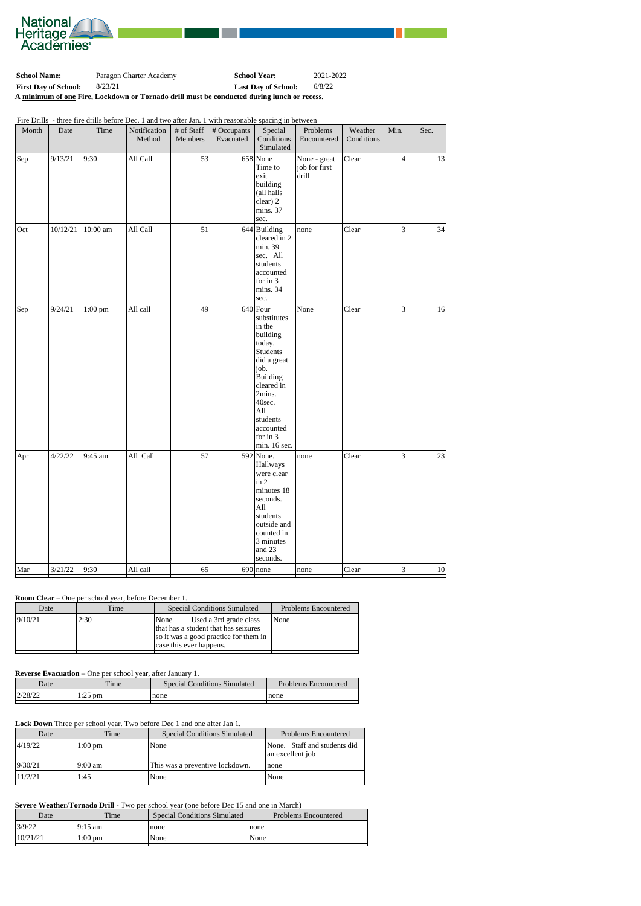National Heritage Academies®

**School Name:** Paragon Charter Academy **School Year:** 2021-2022

**First Day of School:** 8/23/21 **Last Day of School:** 6/8/22

**A minimum of one Fire, Lockdown or Tornado drill must be conducted during lunch or recess.**

Fire Drills - three fire drills before Dec. 1 and two after Jan. 1 with reasonable spacing in between

| Month | Date | Time | Notification Method | # of Staff Members | # Occupants Evacuated | Special Conditions Simulated | Problems Encountered | Weather Conditions | Min. | Sec. |
|---|---|---|---|---|---|---|---|---|---|---|
| Sep | 9/13/21 | 9:30 | All Call | 53 | 658 | None Time to exit building (all halls clear) 2 mins. 37 sec. | None - great job for first drill | Clear | 4 | 13 |
| Oct | 10/12/21 | 10:00 am | All Call | 51 | 644 | Building cleared in 2 min. 39 sec. All students accounted for in 3 mins. 34 sec. | none | Clear | 3 | 34 |
| Sep | 9/24/21 | 1:00 pm | All call | 49 | 640 | Four substitutes in the building today. Students did a great job. Building cleared in 2mins. 40sec. All students accounted for in 3 min. 16 sec. | None | Clear | 3 | 16 |
| Apr | 4/22/22 | 9:45 am | All Call | 57 | 592 | None. Hallways were clear in 2 minutes 18 seconds. All students outside and counted in 3 minutes and 23 seconds. | none | Clear | 3 | 23 |
| Mar | 3/21/22 | 9:30 | All call | 65 | 690 | none | none | Clear | 3 | 10 |

**Room Clear** – One per school year, before December 1.

| Date | Time | Special Conditions Simulated | Problems Encountered |
|---|---|---|---|
| 9/10/21 | 2:30 | None. Used a 3rd grade class that has a student that has seizures so it was a good practice for them in case this ever happens. | None |

**Reverse Evacuation** – One per school year, after January 1.

| Date | Time | Special Conditions Simulated | Problems Encountered |
|---|---|---|---|
| 2/28/22 | 1:25 pm | none | none |

**Lock Down** Three per school year. Two before Dec 1 and one after Jan 1.

| Date | Time | Special Conditions Simulated | Problems Encountered |
|---|---|---|---|
| 4/19/22 | 1:00 pm | None | None. Staff and students did an excellent job |
| 9/30/21 | 9:00 am | This was a preventive lockdown. | none |
| 11/2/21 | 1:45 | None | None |

**Severe Weather/Tornado Drill** - Two per school year (one before Dec 15 and one in March)

| Date | Time | Special Conditions Simulated | Problems Encountered |
|---|---|---|---|
| 3/9/22 | 9:15 am | none | none |
| 10/21/21 | 1:00 pm | None | None |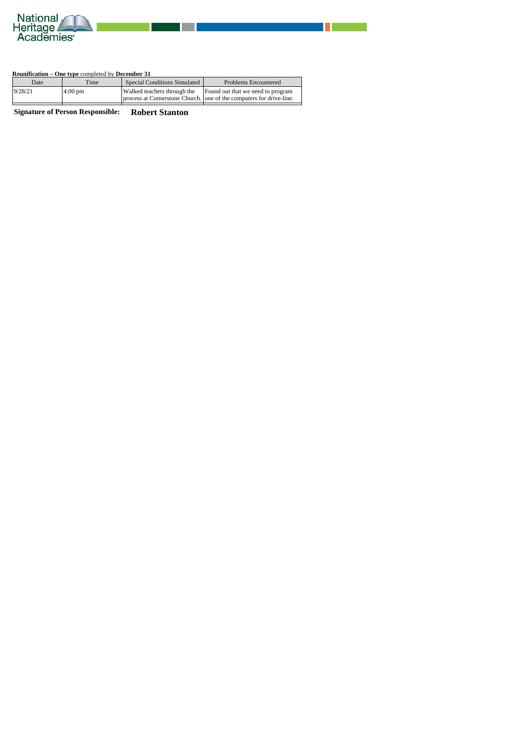**Reunification – One type** completed by **December 31**

| Date | Time | Special Conditions Simulated | Problems Encountered |
| --- | --- | --- | --- |
| 9/28/21 | 4:00 pm | Walked teachers through the process at Cornerstone Church. | Found out that we need to program one of the computers for drive-line. |
| | | | |

**Signature of Person Responsible:** **Robert Stanton**